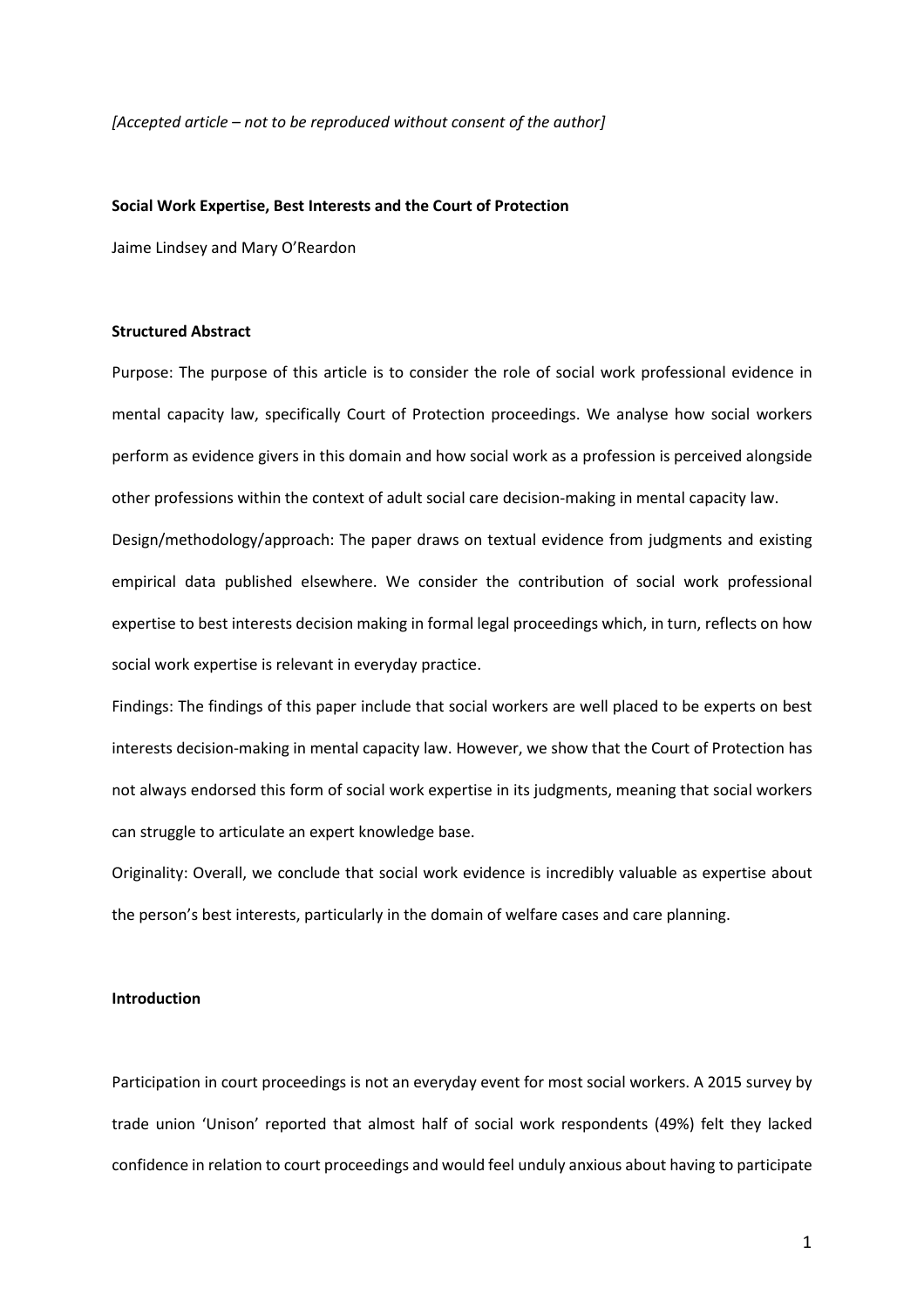*[Accepted article – not to be reproduced without consent of the author]*

# Social Work Expertise, Best Interests and the Court of Protection

Jaime Lindsey and Mary O'Reardon

## Structured Abstract

Purpose: The purpose of this article is to consider the role of social work professional evidence in mental capacity law, specifically Court of Protection proceedings. We analyse how social workers perform as evidence givers in this domain and how social work as a profession is perceived alongside other professions within the context of adult social care decision-making in mental capacity law.

Design/methodology/approach: The paper draws on textual evidence from judgments and existing empirical data published elsewhere. We consider the contribution of social work professional expertise to best interests decision making in formal legal proceedings which, in turn, reflects on how social work expertise is relevant in everyday practice.

Findings: The findings of this paper include that social workers are well placed to be experts on best interests decision-making in mental capacity law. However, we show that the Court of Protection has not always endorsed this form of social work expertise in its judgments, meaning that social workers can struggle to articulate an expert knowledge base.

Originality: Overall, we conclude that social work evidence is incredibly valuable as expertise about the person's best interests, particularly in the domain of welfare cases and care planning.

## Introduction

Participation in court proceedings is not an everyday event for most social workers. A 2015 survey by trade union 'Unison' reported that almost half of social work respondents (49%) felt they lacked confidence in relation to court proceedings and would feel unduly anxious about having to participate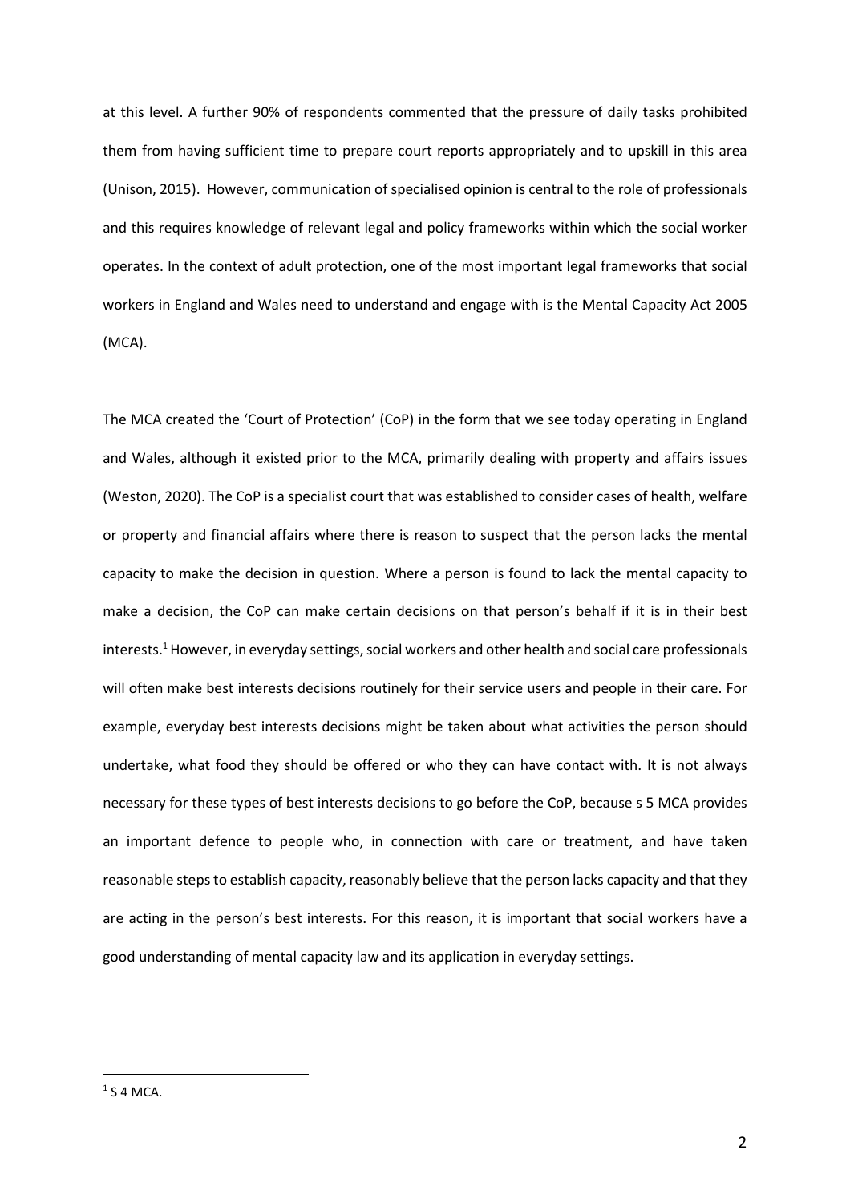at this level. A further 90% of respondents commented that the pressure of daily tasks prohibited them from having sufficient time to prepare court reports appropriately and to upskill in this area (Unison, 2015). However, communication of specialised opinion is central to the role of professionals and this requires knowledge of relevant legal and policy frameworks within which the social worker operates. In the context of adult protection, one of the most important legal frameworks that social workers in England and Wales need to understand and engage with is the Mental Capacity Act 2005 (MCA).

The MCA created the 'Court of Protection' (CoP) in the form that we see today operating in England and Wales, although it existed prior to the MCA, primarily dealing with property and affairs issues (Weston, 2020). The CoP is a specialist court that was established to consider cases of health, welfare or property and financial affairs where there is reason to suspect that the person lacks the mental capacity to make the decision in question. Where a person is found to lack the mental capacity to make a decision, the CoP can make certain decisions on that person's behalf if it is in their best interests.[1] However, in everyday settings, social workers and other health and social care professionals will often make best interests decisions routinely for their service users and people in their care. For example, everyday best interests decisions might be taken about what activities the person should undertake, what food they should be offered or who they can have contact with. It is not always necessary for these types of best interests decisions to go before the CoP, because s 5 MCA provides an important defence to people who, in connection with care or treatment, and have taken reasonable steps to establish capacity, reasonably believe that the person lacks capacity and that they are acting in the person's best interests. For this reason, it is important that social workers have a good understanding of mental capacity law and its application in everyday settings.

[1] S 4 MCA.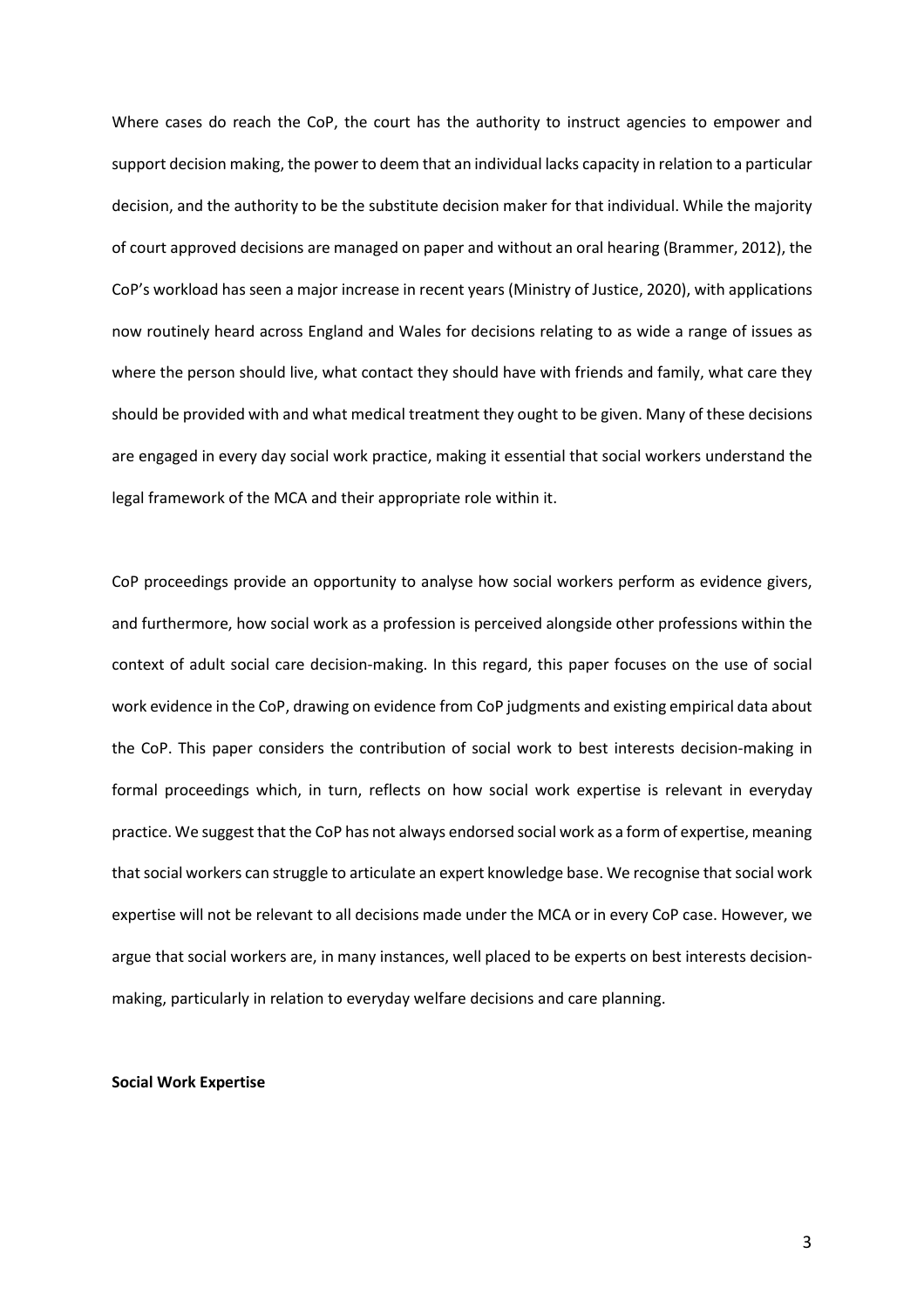Where cases do reach the CoP, the court has the authority to instruct agencies to empower and support decision making, the power to deem that an individual lacks capacity in relation to a particular decision, and the authority to be the substitute decision maker for that individual. While the majority of court approved decisions are managed on paper and without an oral hearing (Brammer, 2012), the CoP's workload has seen a major increase in recent years (Ministry of Justice, 2020), with applications now routinely heard across England and Wales for decisions relating to as wide a range of issues as where the person should live, what contact they should have with friends and family, what care they should be provided with and what medical treatment they ought to be given. Many of these decisions are engaged in every day social work practice, making it essential that social workers understand the legal framework of the MCA and their appropriate role within it.

CoP proceedings provide an opportunity to analyse how social workers perform as evidence givers, and furthermore, how social work as a profession is perceived alongside other professions within the context of adult social care decision-making. In this regard, this paper focuses on the use of social work evidence in the CoP, drawing on evidence from CoP judgments and existing empirical data about the CoP. This paper considers the contribution of social work to best interests decision-making in formal proceedings which, in turn, reflects on how social work expertise is relevant in everyday practice. We suggest that the CoP has not always endorsed social work as a form of expertise, meaning that social workers can struggle to articulate an expert knowledge base. We recognise that social work expertise will not be relevant to all decisions made under the MCA or in every CoP case. However, we argue that social workers are, in many instances, well placed to be experts on best interests decision-making, particularly in relation to everyday welfare decisions and care planning.

**Social Work Expertise**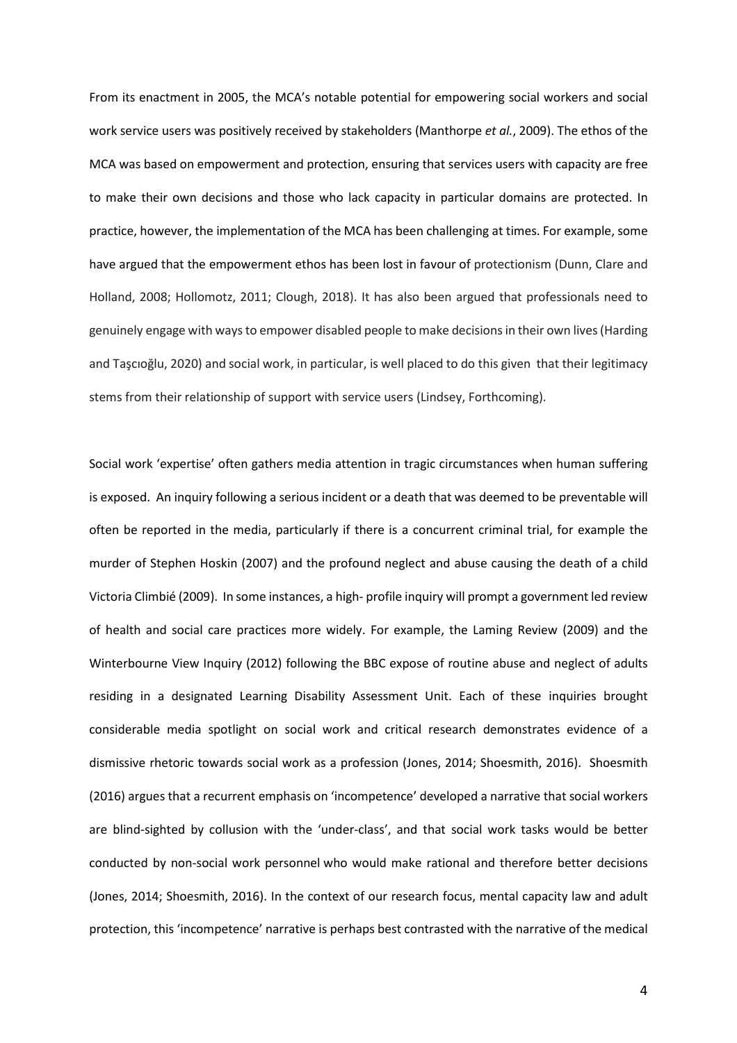From its enactment in 2005, the MCA's notable potential for empowering social workers and social work service users was positively received by stakeholders (Manthorpe *et al.*, 2009). The ethos of the MCA was based on empowerment and protection, ensuring that services users with capacity are free to make their own decisions and those who lack capacity in particular domains are protected. In practice, however, the implementation of the MCA has been challenging at times. For example, some have argued that the empowerment ethos has been lost in favour of protectionism (Dunn, Clare and Holland, 2008; Hollomotz, 2011; Clough, 2018). It has also been argued that professionals need to genuinely engage with ways to empower disabled people to make decisions in their own lives (Harding and Taşcıoğlu, 2020) and social work, in particular, is well placed to do this given that their legitimacy stems from their relationship of support with service users (Lindsey, Forthcoming).

Social work 'expertise' often gathers media attention in tragic circumstances when human suffering is exposed. An inquiry following a serious incident or a death that was deemed to be preventable will often be reported in the media, particularly if there is a concurrent criminal trial, for example the murder of Stephen Hoskin (2007) and the profound neglect and abuse causing the death of a child Victoria Climbié (2009). In some instances, a high- profile inquiry will prompt a government led review of health and social care practices more widely. For example, the Laming Review (2009) and the Winterbourne View Inquiry (2012) following the BBC expose of routine abuse and neglect of adults residing in a designated Learning Disability Assessment Unit. Each of these inquiries brought considerable media spotlight on social work and critical research demonstrates evidence of a dismissive rhetoric towards social work as a profession (Jones, 2014; Shoesmith, 2016). Shoesmith (2016) argues that a recurrent emphasis on 'incompetence' developed a narrative that social workers are blind-sighted by collusion with the 'under-class', and that social work tasks would be better conducted by non-social work personnel who would make rational and therefore better decisions (Jones, 2014; Shoesmith, 2016). In the context of our research focus, mental capacity law and adult protection, this 'incompetence' narrative is perhaps best contrasted with the narrative of the medical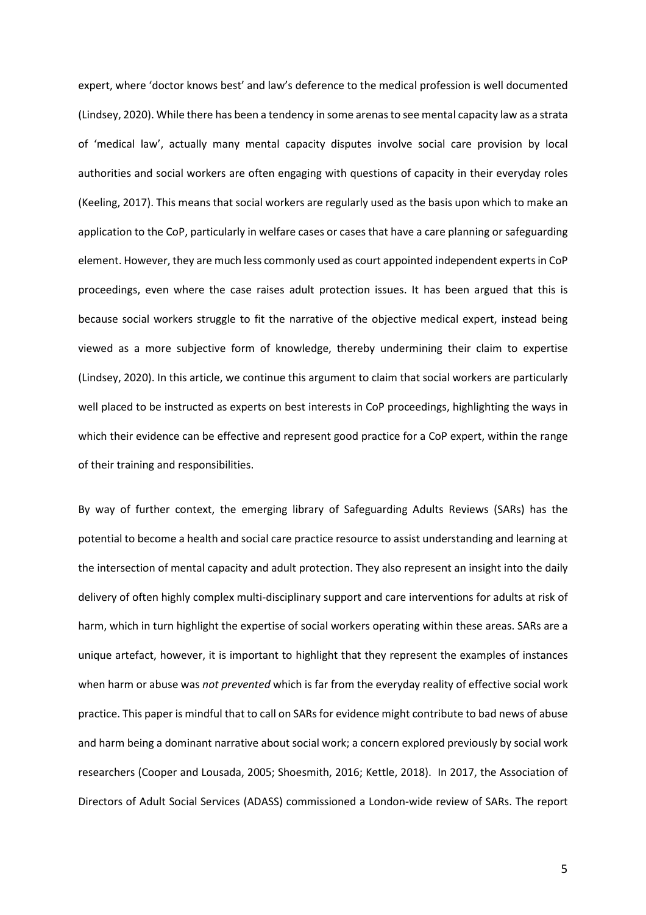expert, where 'doctor knows best' and law's deference to the medical profession is well documented (Lindsey, 2020). While there has been a tendency in some arenas to see mental capacity law as a strata of 'medical law', actually many mental capacity disputes involve social care provision by local authorities and social workers are often engaging with questions of capacity in their everyday roles (Keeling, 2017). This means that social workers are regularly used as the basis upon which to make an application to the CoP, particularly in welfare cases or cases that have a care planning or safeguarding element. However, they are much less commonly used as court appointed independent experts in CoP proceedings, even where the case raises adult protection issues. It has been argued that this is because social workers struggle to fit the narrative of the objective medical expert, instead being viewed as a more subjective form of knowledge, thereby undermining their claim to expertise (Lindsey, 2020). In this article, we continue this argument to claim that social workers are particularly well placed to be instructed as experts on best interests in CoP proceedings, highlighting the ways in which their evidence can be effective and represent good practice for a CoP expert, within the range of their training and responsibilities.

By way of further context, the emerging library of Safeguarding Adults Reviews (SARs) has the potential to become a health and social care practice resource to assist understanding and learning at the intersection of mental capacity and adult protection. They also represent an insight into the daily delivery of often highly complex multi-disciplinary support and care interventions for adults at risk of harm, which in turn highlight the expertise of social workers operating within these areas. SARs are a unique artefact, however, it is important to highlight that they represent the examples of instances when harm or abuse was *not prevented* which is far from the everyday reality of effective social work practice. This paper is mindful that to call on SARs for evidence might contribute to bad news of abuse and harm being a dominant narrative about social work; a concern explored previously by social work researchers (Cooper and Lousada, 2005; Shoesmith, 2016; Kettle, 2018). In 2017, the Association of Directors of Adult Social Services (ADASS) commissioned a London-wide review of SARs. The report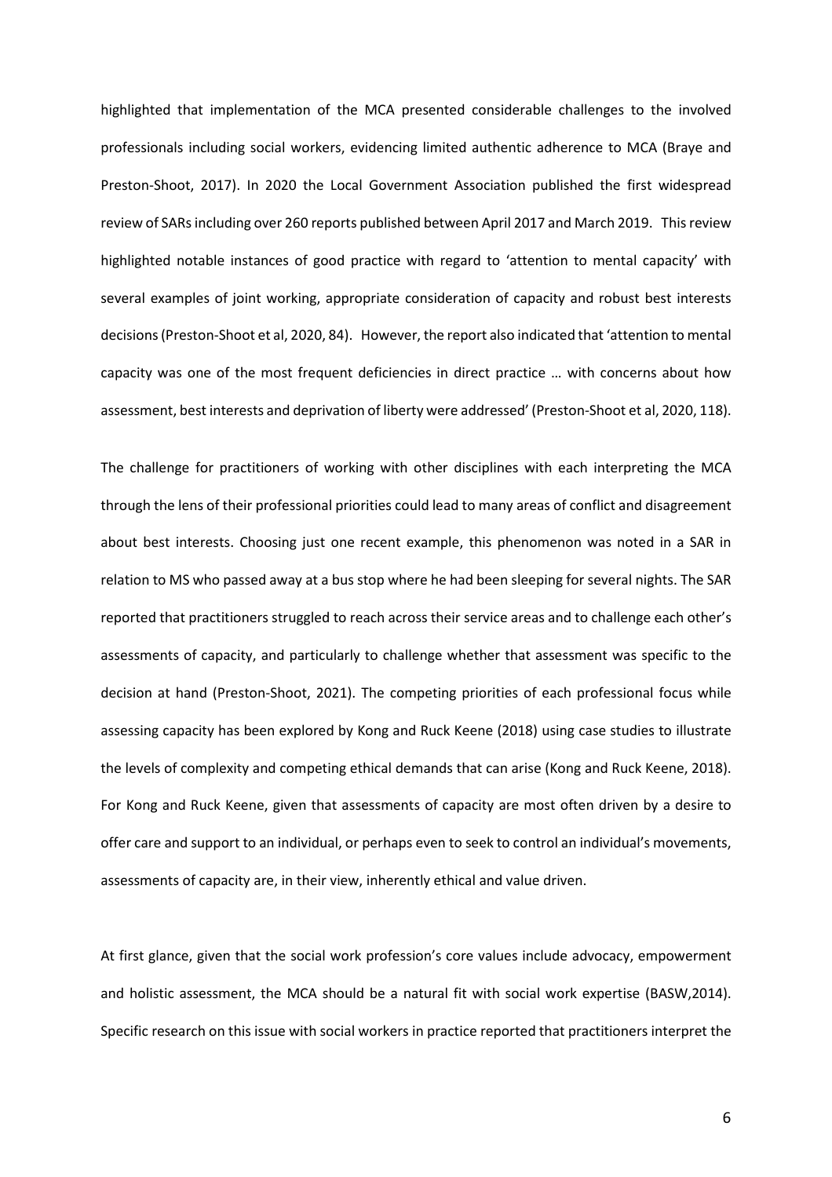highlighted that implementation of the MCA presented considerable challenges to the involved professionals including social workers, evidencing limited authentic adherence to MCA (Braye and Preston-Shoot, 2017). In 2020 the Local Government Association published the first widespread review of SARs including over 260 reports published between April 2017 and March 2019. This review highlighted notable instances of good practice with regard to 'attention to mental capacity' with several examples of joint working, appropriate consideration of capacity and robust best interests decisions (Preston-Shoot et al, 2020, 84). However, the report also indicated that 'attention to mental capacity was one of the most frequent deficiencies in direct practice … with concerns about how assessment, best interests and deprivation of liberty were addressed' (Preston-Shoot et al, 2020, 118).

The challenge for practitioners of working with other disciplines with each interpreting the MCA through the lens of their professional priorities could lead to many areas of conflict and disagreement about best interests. Choosing just one recent example, this phenomenon was noted in a SAR in relation to MS who passed away at a bus stop where he had been sleeping for several nights. The SAR reported that practitioners struggled to reach across their service areas and to challenge each other's assessments of capacity, and particularly to challenge whether that assessment was specific to the decision at hand (Preston-Shoot, 2021). The competing priorities of each professional focus while assessing capacity has been explored by Kong and Ruck Keene (2018) using case studies to illustrate the levels of complexity and competing ethical demands that can arise (Kong and Ruck Keene, 2018). For Kong and Ruck Keene, given that assessments of capacity are most often driven by a desire to offer care and support to an individual, or perhaps even to seek to control an individual's movements, assessments of capacity are, in their view, inherently ethical and value driven.

At first glance, given that the social work profession's core values include advocacy, empowerment and holistic assessment, the MCA should be a natural fit with social work expertise (BASW,2014). Specific research on this issue with social workers in practice reported that practitioners interpret the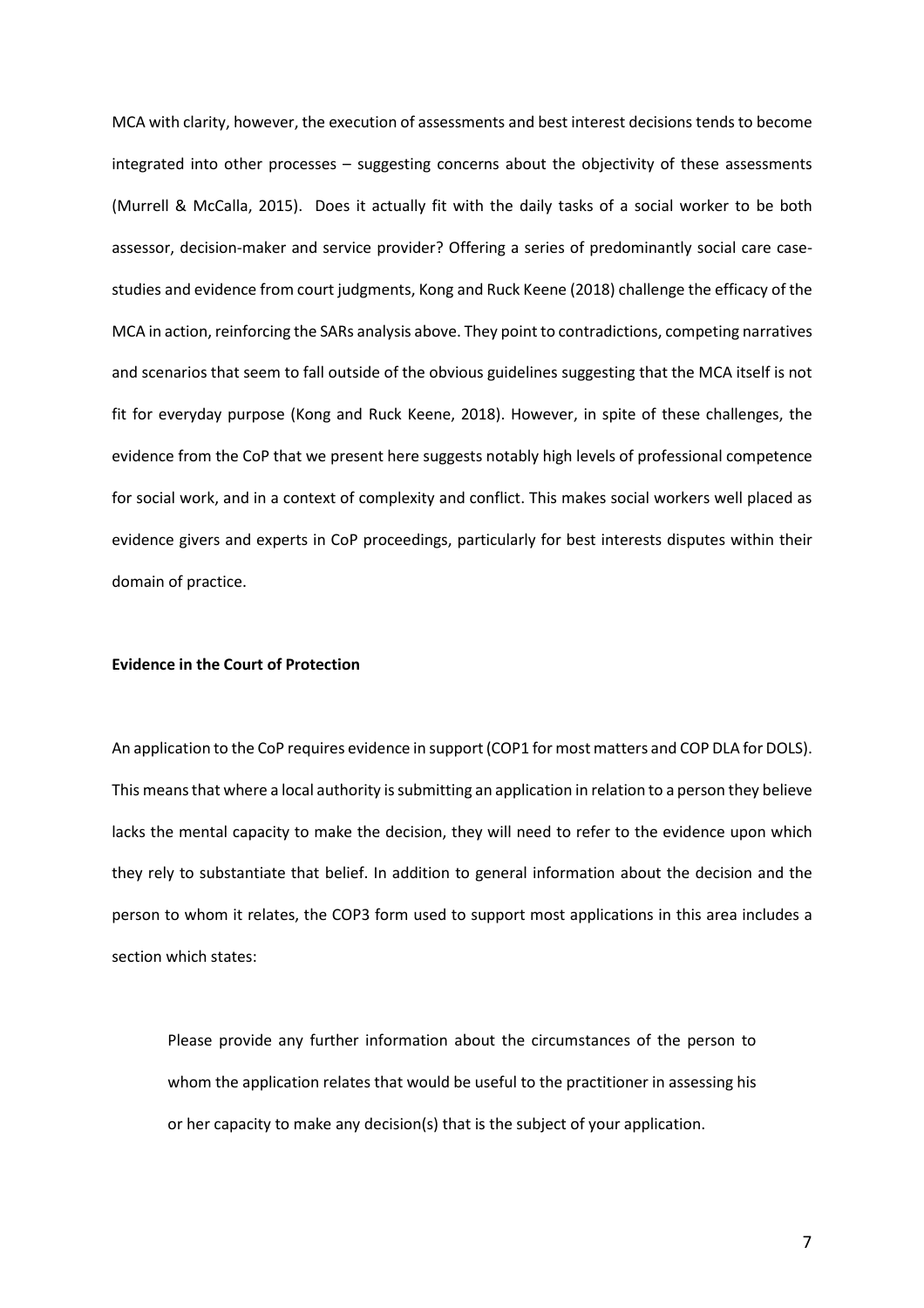MCA with clarity, however, the execution of assessments and best interest decisions tends to become integrated into other processes – suggesting concerns about the objectivity of these assessments (Murrell & McCalla, 2015). Does it actually fit with the daily tasks of a social worker to be both assessor, decision-maker and service provider? Offering a series of predominantly social care case-studies and evidence from court judgments, Kong and Ruck Keene (2018) challenge the efficacy of the MCA in action, reinforcing the SARs analysis above. They point to contradictions, competing narratives and scenarios that seem to fall outside of the obvious guidelines suggesting that the MCA itself is not fit for everyday purpose (Kong and Ruck Keene, 2018). However, in spite of these challenges, the evidence from the CoP that we present here suggests notably high levels of professional competence for social work, and in a context of complexity and conflict. This makes social workers well placed as evidence givers and experts in CoP proceedings, particularly for best interests disputes within their domain of practice.

**Evidence in the Court of Protection**

An application to the CoP requires evidence in support (COP1 for most matters and COP DLA for DOLS). This means that where a local authority is submitting an application in relation to a person they believe lacks the mental capacity to make the decision, they will need to refer to the evidence upon which they rely to substantiate that belief. In addition to general information about the decision and the person to whom it relates, the COP3 form used to support most applications in this area includes a section which states:

> Please provide any further information about the circumstances of the person to whom the application relates that would be useful to the practitioner in assessing his or her capacity to make any decision(s) that is the subject of your application.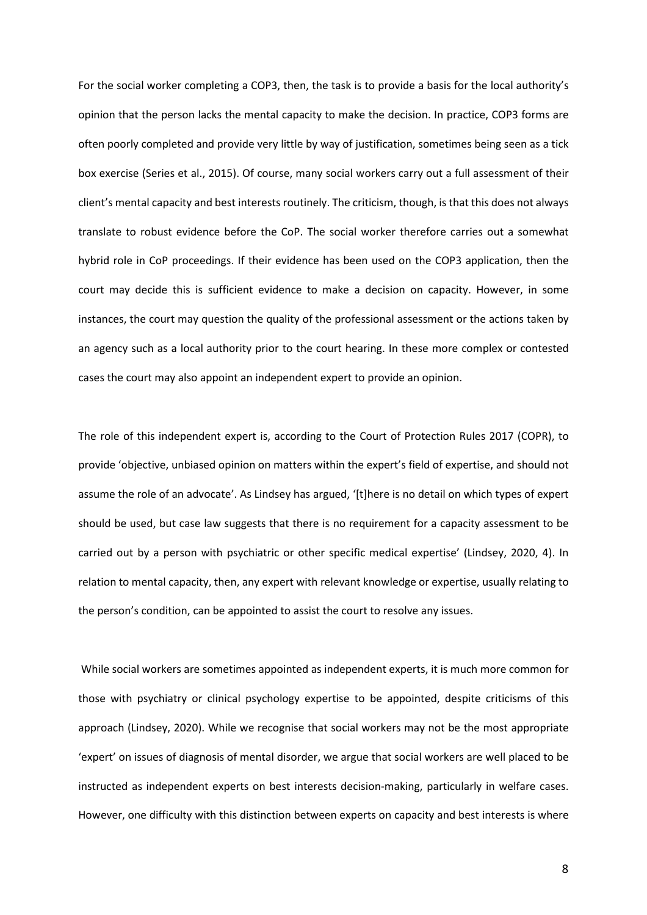For the social worker completing a COP3, then, the task is to provide a basis for the local authority's opinion that the person lacks the mental capacity to make the decision. In practice, COP3 forms are often poorly completed and provide very little by way of justification, sometimes being seen as a tick box exercise (Series et al., 2015). Of course, many social workers carry out a full assessment of their client's mental capacity and best interests routinely. The criticism, though, is that this does not always translate to robust evidence before the CoP. The social worker therefore carries out a somewhat hybrid role in CoP proceedings. If their evidence has been used on the COP3 application, then the court may decide this is sufficient evidence to make a decision on capacity. However, in some instances, the court may question the quality of the professional assessment or the actions taken by an agency such as a local authority prior to the court hearing. In these more complex or contested cases the court may also appoint an independent expert to provide an opinion.

The role of this independent expert is, according to the Court of Protection Rules 2017 (COPR), to provide 'objective, unbiased opinion on matters within the expert's field of expertise, and should not assume the role of an advocate'. As Lindsey has argued, '[t]here is no detail on which types of expert should be used, but case law suggests that there is no requirement for a capacity assessment to be carried out by a person with psychiatric or other specific medical expertise' (Lindsey, 2020, 4). In relation to mental capacity, then, any expert with relevant knowledge or expertise, usually relating to the person's condition, can be appointed to assist the court to resolve any issues.

While social workers are sometimes appointed as independent experts, it is much more common for those with psychiatry or clinical psychology expertise to be appointed, despite criticisms of this approach (Lindsey, 2020). While we recognise that social workers may not be the most appropriate 'expert' on issues of diagnosis of mental disorder, we argue that social workers are well placed to be instructed as independent experts on best interests decision-making, particularly in welfare cases. However, one difficulty with this distinction between experts on capacity and best interests is where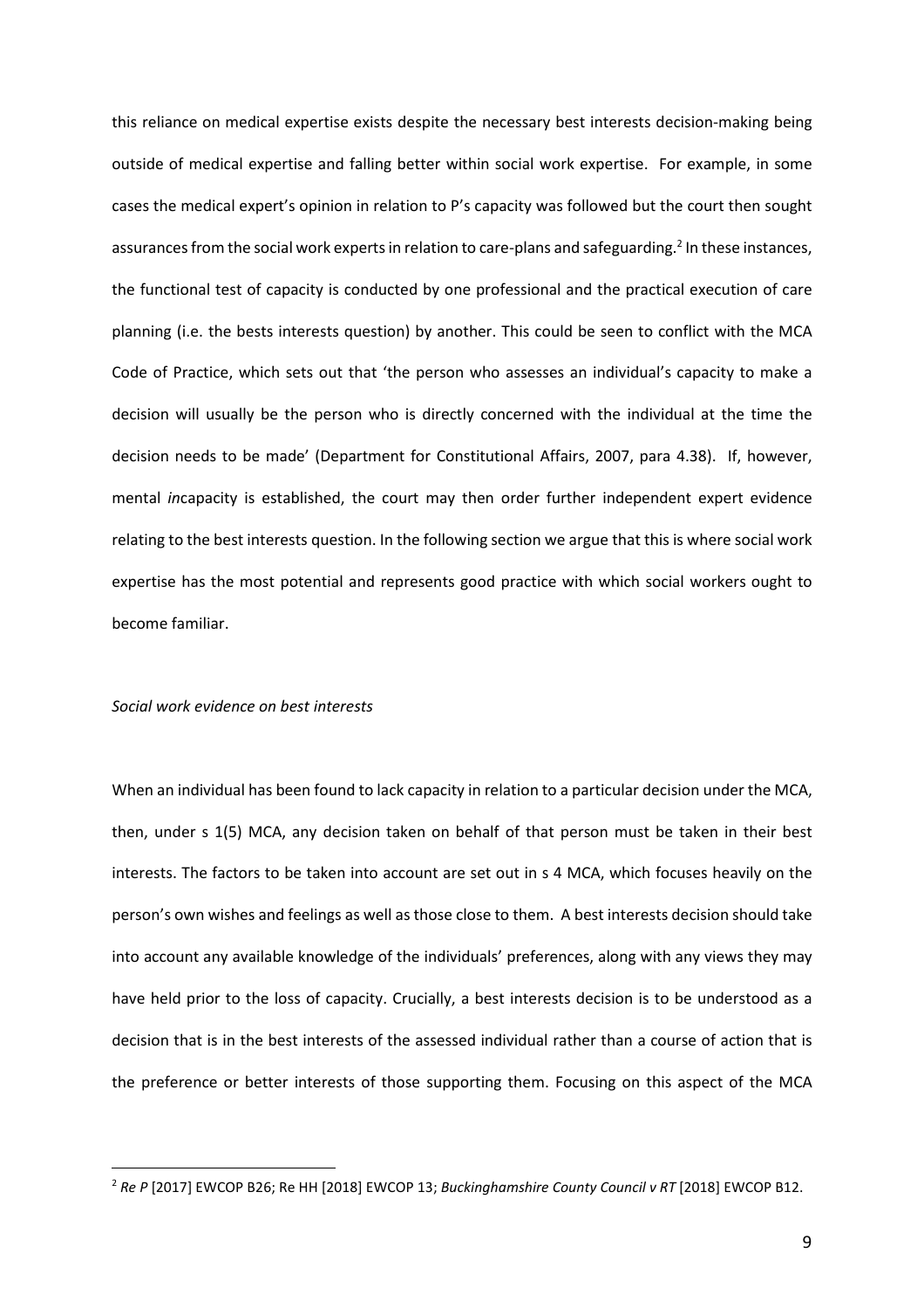this reliance on medical expertise exists despite the necessary best interests decision-making being outside of medical expertise and falling better within social work expertise. For example, in some cases the medical expert's opinion in relation to P's capacity was followed but the court then sought assurances from the social work experts in relation to care-plans and safeguarding.[2] In these instances, the functional test of capacity is conducted by one professional and the practical execution of care planning (i.e. the bests interests question) by another. This could be seen to conflict with the MCA Code of Practice, which sets out that 'the person who assesses an individual's capacity to make a decision will usually be the person who is directly concerned with the individual at the time the decision needs to be made' (Department for Constitutional Affairs, 2007, para 4.38). If, however, mental *in*capacity is established, the court may then order further independent expert evidence relating to the best interests question. In the following section we argue that this is where social work expertise has the most potential and represents good practice with which social workers ought to become familiar.

*Social work evidence on best interests*

When an individual has been found to lack capacity in relation to a particular decision under the MCA, then, under s 1(5) MCA, any decision taken on behalf of that person must be taken in their best interests. The factors to be taken into account are set out in s 4 MCA, which focuses heavily on the person's own wishes and feelings as well as those close to them. A best interests decision should take into account any available knowledge of the individuals' preferences, along with any views they may have held prior to the loss of capacity. Crucially, a best interests decision is to be understood as a decision that is in the best interests of the assessed individual rather than a course of action that is the preference or better interests of those supporting them. Focusing on this aspect of the MCA

[2] *Re P* [2017] EWCOP B26; Re HH [2018] EWCOP 13; *Buckinghamshire County Council v RT* [2018] EWCOP B12.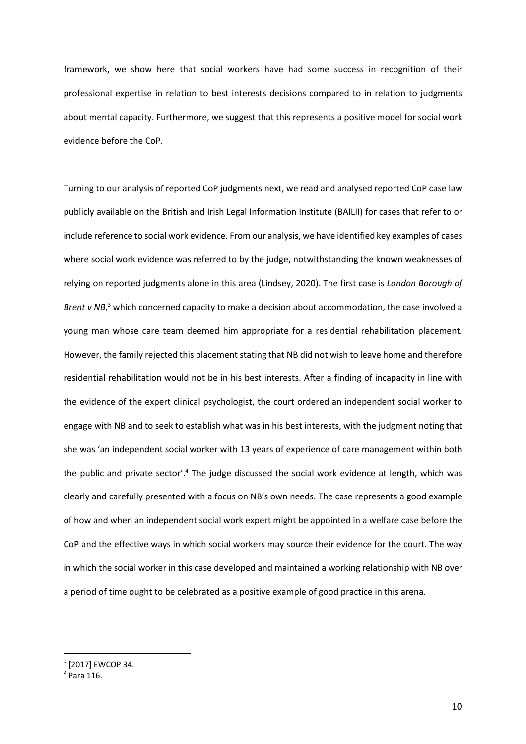framework, we show here that social workers have had some success in recognition of their professional expertise in relation to best interests decisions compared to in relation to judgments about mental capacity. Furthermore, we suggest that this represents a positive model for social work evidence before the CoP.

Turning to our analysis of reported CoP judgments next, we read and analysed reported CoP case law publicly available on the British and Irish Legal Information Institute (BAILII) for cases that refer to or include reference to social work evidence. From our analysis, we have identified key examples of cases where social work evidence was referred to by the judge, notwithstanding the known weaknesses of relying on reported judgments alone in this area (Lindsey, 2020). The first case is *London Borough of Brent v NB*,[3] which concerned capacity to make a decision about accommodation, the case involved a young man whose care team deemed him appropriate for a residential rehabilitation placement. However, the family rejected this placement stating that NB did not wish to leave home and therefore residential rehabilitation would not be in his best interests. After a finding of incapacity in line with the evidence of the expert clinical psychologist, the court ordered an independent social worker to engage with NB and to seek to establish what was in his best interests, with the judgment noting that she was 'an independent social worker with 13 years of experience of care management within both the public and private sector'.[4] The judge discussed the social work evidence at length, which was clearly and carefully presented with a focus on NB's own needs. The case represents a good example of how and when an independent social work expert might be appointed in a welfare case before the CoP and the effective ways in which social workers may source their evidence for the court. The way in which the social worker in this case developed and maintained a working relationship with NB over a period of time ought to be celebrated as a positive example of good practice in this arena.

---

[3] [2017] EWCOP 34.

[4] Para 116.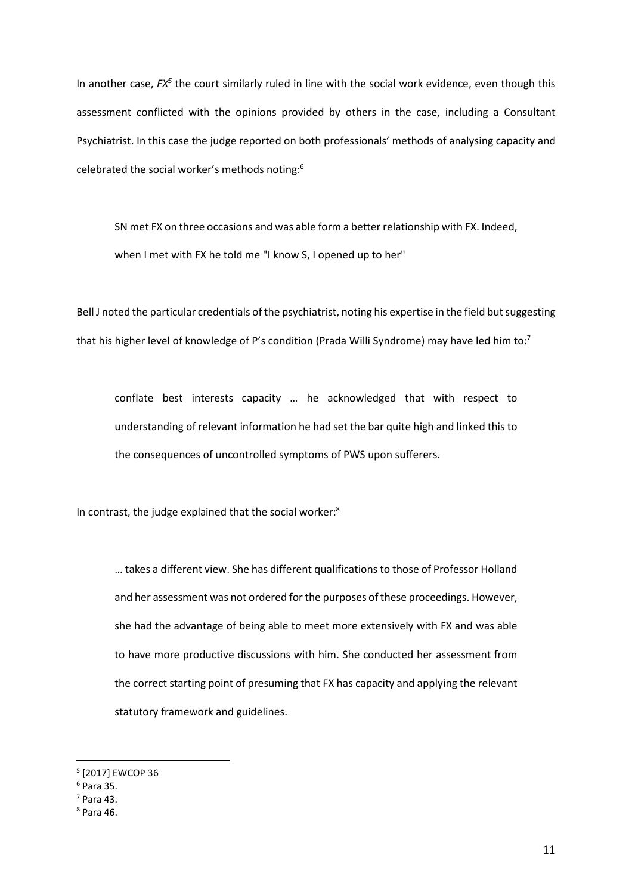In another case, *FX*[5] the court similarly ruled in line with the social work evidence, even though this assessment conflicted with the opinions provided by others in the case, including a Consultant Psychiatrist. In this case the judge reported on both professionals' methods of analysing capacity and celebrated the social worker's methods noting:[6]

> SN met FX on three occasions and was able form a better relationship with FX. Indeed, when I met with FX he told me "I know S, I opened up to her"

Bell J noted the particular credentials of the psychiatrist, noting his expertise in the field but suggesting that his higher level of knowledge of P's condition (Prada Willi Syndrome) may have led him to:[7]

> conflate best interests capacity … he acknowledged that with respect to understanding of relevant information he had set the bar quite high and linked this to the consequences of uncontrolled symptoms of PWS upon sufferers.

In contrast, the judge explained that the social worker:[8]

> … takes a different view. She has different qualifications to those of Professor Holland and her assessment was not ordered for the purposes of these proceedings. However, she had the advantage of being able to meet more extensively with FX and was able to have more productive discussions with him. She conducted her assessment from the correct starting point of presuming that FX has capacity and applying the relevant statutory framework and guidelines.

---

[5] [2017] EWCOP 36

[6] Para 35.

[7] Para 43.

[8] Para 46.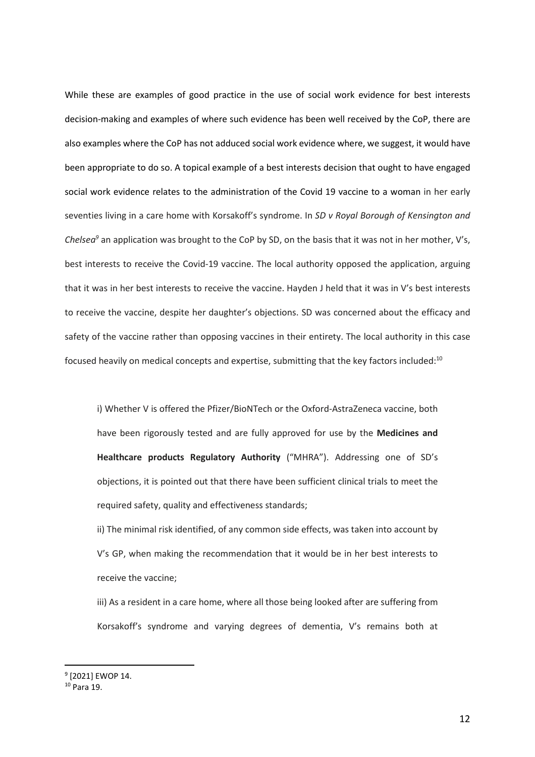While these are examples of good practice in the use of social work evidence for best interests decision-making and examples of where such evidence has been well received by the CoP, there are also examples where the CoP has not adduced social work evidence where, we suggest, it would have been appropriate to do so. A topical example of a best interests decision that ought to have engaged social work evidence relates to the administration of the Covid 19 vaccine to a woman in her early seventies living in a care home with Korsakoff's syndrome. In *SD v Royal Borough of Kensington and Chelsea*[9] an application was brought to the CoP by SD, on the basis that it was not in her mother, V's, best interests to receive the Covid-19 vaccine. The local authority opposed the application, arguing that it was in her best interests to receive the vaccine. Hayden J held that it was in V's best interests to receive the vaccine, despite her daughter's objections. SD was concerned about the efficacy and safety of the vaccine rather than opposing vaccines in their entirety. The local authority in this case focused heavily on medical concepts and expertise, submitting that the key factors included:[10]

> i) Whether V is offered the Pfizer/BioNTech or the Oxford-AstraZeneca vaccine, both have been rigorously tested and are fully approved for use by the **Medicines and Healthcare products Regulatory Authority** ("MHRA"). Addressing one of SD's objections, it is pointed out that there have been sufficient clinical trials to meet the required safety, quality and effectiveness standards;
>
> ii) The minimal risk identified, of any common side effects, was taken into account by V's GP, when making the recommendation that it would be in her best interests to receive the vaccine;
>
> iii) As a resident in a care home, where all those being looked after are suffering from Korsakoff's syndrome and varying degrees of dementia, V's remains both at

---

[9] [2021] EWOP 14.

[10] Para 19.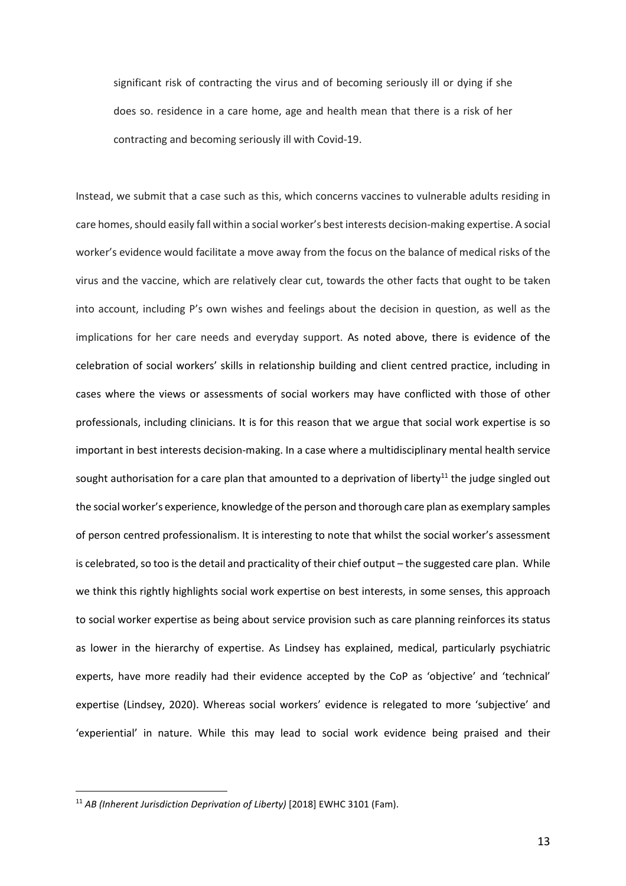> significant risk of contracting the virus and of becoming seriously ill or dying if she does so. residence in a care home, age and health mean that there is a risk of her contracting and becoming seriously ill with Covid-19.

Instead, we submit that a case such as this, which concerns vaccines to vulnerable adults residing in care homes, should easily fall within a social worker's best interests decision-making expertise. A social worker's evidence would facilitate a move away from the focus on the balance of medical risks of the virus and the vaccine, which are relatively clear cut, towards the other facts that ought to be taken into account, including P's own wishes and feelings about the decision in question, as well as the implications for her care needs and everyday support. As noted above, there is evidence of the celebration of social workers' skills in relationship building and client centred practice, including in cases where the views or assessments of social workers may have conflicted with those of other professionals, including clinicians. It is for this reason that we argue that social work expertise is so important in best interests decision-making. In a case where a multidisciplinary mental health service sought authorisation for a care plan that amounted to a deprivation of liberty[11] the judge singled out the social worker's experience, knowledge of the person and thorough care plan as exemplary samples of person centred professionalism. It is interesting to note that whilst the social worker's assessment is celebrated, so too is the detail and practicality of their chief output – the suggested care plan. While we think this rightly highlights social work expertise on best interests, in some senses, this approach to social worker expertise as being about service provision such as care planning reinforces its status as lower in the hierarchy of expertise. As Lindsey has explained, medical, particularly psychiatric experts, have more readily had their evidence accepted by the CoP as 'objective' and 'technical' expertise (Lindsey, 2020). Whereas social workers' evidence is relegated to more 'subjective' and 'experiential' in nature. While this may lead to social work evidence being praised and their

[11] *AB (Inherent Jurisdiction Deprivation of Liberty)* [2018] EWHC 3101 (Fam).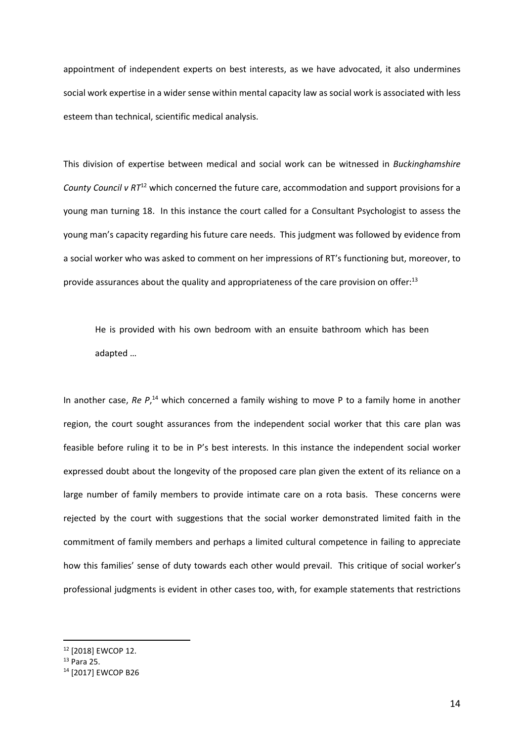appointment of independent experts on best interests, as we have advocated, it also undermines social work expertise in a wider sense within mental capacity law as social work is associated with less esteem than technical, scientific medical analysis.

This division of expertise between medical and social work can be witnessed in *Buckinghamshire County Council v RT*[12] which concerned the future care, accommodation and support provisions for a young man turning 18. In this instance the court called for a Consultant Psychologist to assess the young man's capacity regarding his future care needs. This judgment was followed by evidence from a social worker who was asked to comment on her impressions of RT's functioning but, moreover, to provide assurances about the quality and appropriateness of the care provision on offer:[13]

> He is provided with his own bedroom with an ensuite bathroom which has been adapted …

In another case, *Re P*,[14] which concerned a family wishing to move P to a family home in another region, the court sought assurances from the independent social worker that this care plan was feasible before ruling it to be in P's best interests. In this instance the independent social worker expressed doubt about the longevity of the proposed care plan given the extent of its reliance on a large number of family members to provide intimate care on a rota basis. These concerns were rejected by the court with suggestions that the social worker demonstrated limited faith in the commitment of family members and perhaps a limited cultural competence in failing to appreciate how this families' sense of duty towards each other would prevail. This critique of social worker's professional judgments is evident in other cases too, with, for example statements that restrictions

---

[12] [2018] EWCOP 12.

[13] Para 25.

[14] [2017] EWCOP B26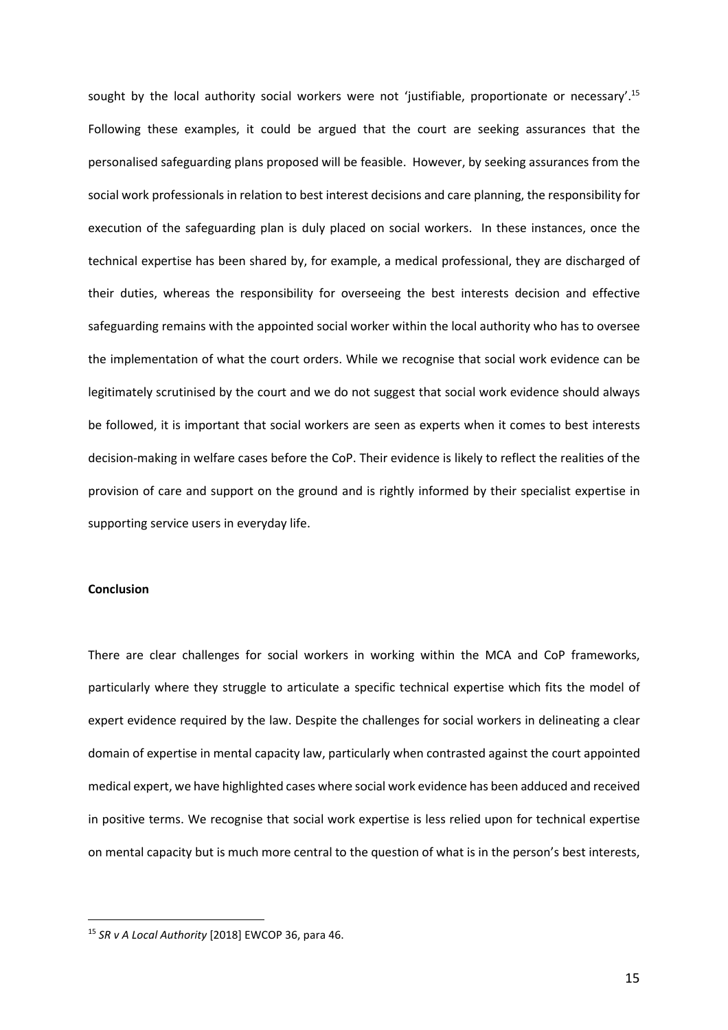sought by the local authority social workers were not 'justifiable, proportionate or necessary'.[15] Following these examples, it could be argued that the court are seeking assurances that the personalised safeguarding plans proposed will be feasible. However, by seeking assurances from the social work professionals in relation to best interest decisions and care planning, the responsibility for execution of the safeguarding plan is duly placed on social workers. In these instances, once the technical expertise has been shared by, for example, a medical professional, they are discharged of their duties, whereas the responsibility for overseeing the best interests decision and effective safeguarding remains with the appointed social worker within the local authority who has to oversee the implementation of what the court orders. While we recognise that social work evidence can be legitimately scrutinised by the court and we do not suggest that social work evidence should always be followed, it is important that social workers are seen as experts when it comes to best interests decision-making in welfare cases before the CoP. Their evidence is likely to reflect the realities of the provision of care and support on the ground and is rightly informed by their specialist expertise in supporting service users in everyday life.

## Conclusion

There are clear challenges for social workers in working within the MCA and CoP frameworks, particularly where they struggle to articulate a specific technical expertise which fits the model of expert evidence required by the law. Despite the challenges for social workers in delineating a clear domain of expertise in mental capacity law, particularly when contrasted against the court appointed medical expert, we have highlighted cases where social work evidence has been adduced and received in positive terms. We recognise that social work expertise is less relied upon for technical expertise on mental capacity but is much more central to the question of what is in the person's best interests,

[15] *SR v A Local Authority* [2018] EWCOP 36, para 46.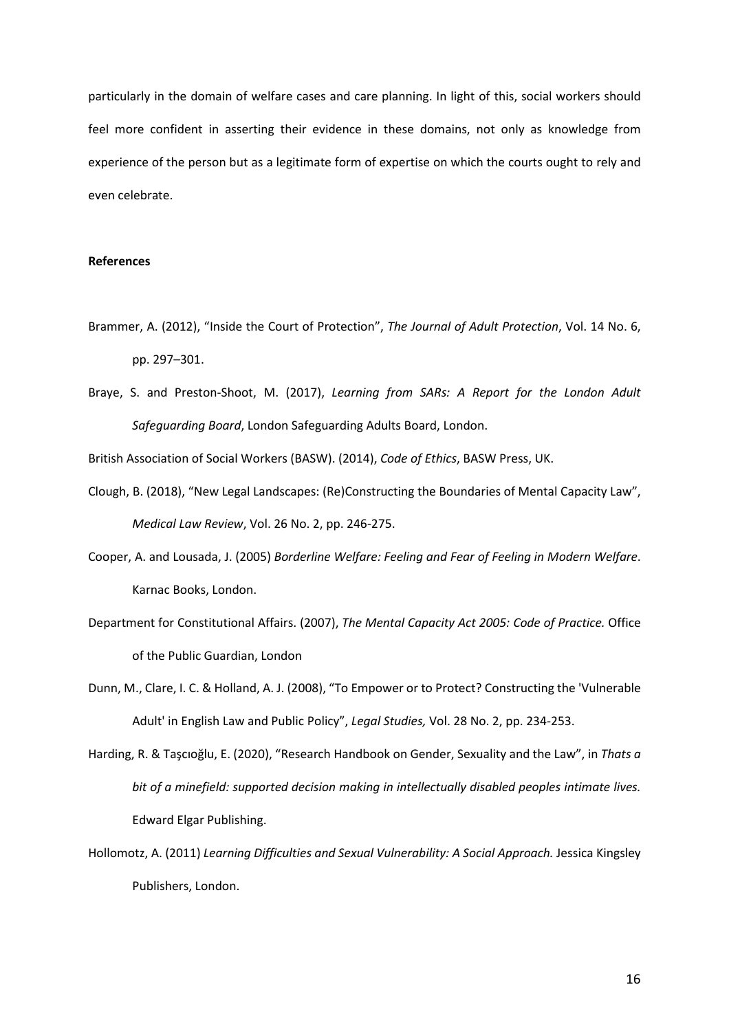particularly in the domain of welfare cases and care planning. In light of this, social workers should feel more confident in asserting their evidence in these domains, not only as knowledge from experience of the person but as a legitimate form of expertise on which the courts ought to rely and even celebrate.

**References**

Brammer, A. (2012), "Inside the Court of Protection", *The Journal of Adult Protection*, Vol. 14 No. 6, pp. 297–301.

Braye, S. and Preston-Shoot, M. (2017), *Learning from SARs: A Report for the London Adult Safeguarding Board*, London Safeguarding Adults Board, London.

British Association of Social Workers (BASW). (2014), *Code of Ethics*, BASW Press, UK.

Clough, B. (2018), "New Legal Landscapes: (Re)Constructing the Boundaries of Mental Capacity Law", *Medical Law Review*, Vol. 26 No. 2, pp. 246-275.

Cooper, A. and Lousada, J. (2005) *Borderline Welfare: Feeling and Fear of Feeling in Modern Welfare*. Karnac Books, London.

Department for Constitutional Affairs. (2007), *The Mental Capacity Act 2005: Code of Practice.* Office of the Public Guardian, London

Dunn, M., Clare, I. C. & Holland, A. J. (2008), "To Empower or to Protect? Constructing the 'Vulnerable Adult' in English Law and Public Policy", *Legal Studies,* Vol. 28 No. 2, pp. 234-253.

Harding, R. & Taşcıoğlu, E. (2020), "Research Handbook on Gender, Sexuality and the Law", in *Thats a bit of a minefield: supported decision making in intellectually disabled peoples intimate lives.* Edward Elgar Publishing.

Hollomotz, A. (2011) *Learning Difficulties and Sexual Vulnerability: A Social Approach.* Jessica Kingsley Publishers, London.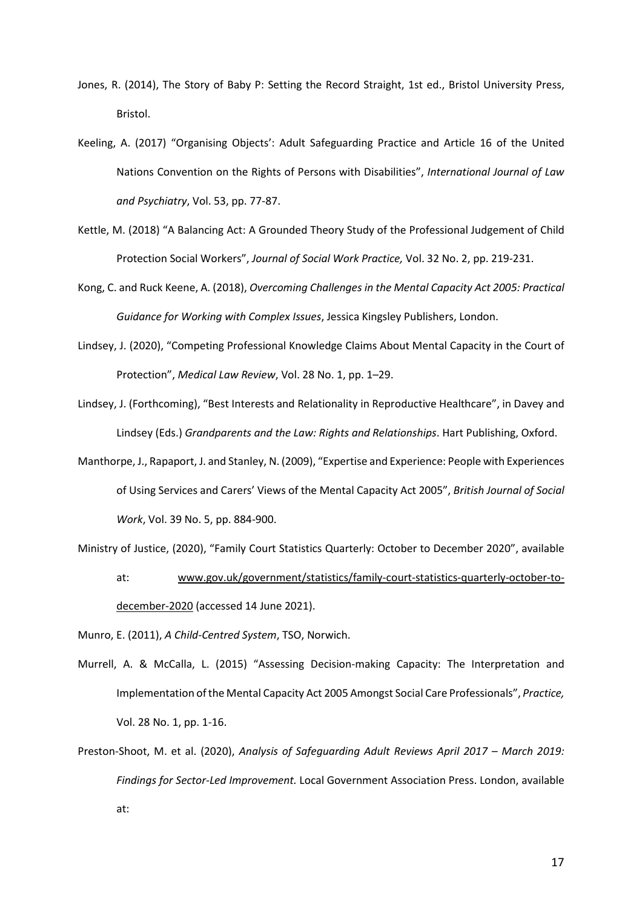Jones, R. (2014), The Story of Baby P: Setting the Record Straight, 1st ed., Bristol University Press, Bristol.

Keeling, A. (2017) "Organising Objects': Adult Safeguarding Practice and Article 16 of the United Nations Convention on the Rights of Persons with Disabilities", *International Journal of Law and Psychiatry*, Vol. 53, pp. 77-87.

Kettle, M. (2018) "A Balancing Act: A Grounded Theory Study of the Professional Judgement of Child Protection Social Workers", *Journal of Social Work Practice,* Vol. 32 No. 2, pp. 219-231.

Kong, C. and Ruck Keene, A. (2018), *Overcoming Challenges in the Mental Capacity Act 2005: Practical Guidance for Working with Complex Issues*, Jessica Kingsley Publishers, London.

Lindsey, J. (2020), "Competing Professional Knowledge Claims About Mental Capacity in the Court of Protection", *Medical Law Review*, Vol. 28 No. 1, pp. 1–29.

Lindsey, J. (Forthcoming), "Best Interests and Relationality in Reproductive Healthcare", in Davey and Lindsey (Eds.) *Grandparents and the Law: Rights and Relationships*. Hart Publishing, Oxford.

Manthorpe, J., Rapaport, J. and Stanley, N. (2009), "Expertise and Experience: People with Experiences of Using Services and Carers' Views of the Mental Capacity Act 2005", *British Journal of Social Work*, Vol. 39 No. 5, pp. 884-900.

Ministry of Justice, (2020), "Family Court Statistics Quarterly: October to December 2020", available at: www.gov.uk/government/statistics/family-court-statistics-quarterly-october-to-december-2020 (accessed 14 June 2021).

Munro, E. (2011), *A Child-Centred System*, TSO, Norwich.

Murrell, A. & McCalla, L. (2015) "Assessing Decision-making Capacity: The Interpretation and Implementation of the Mental Capacity Act 2005 Amongst Social Care Professionals", *Practice,* Vol. 28 No. 1, pp. 1-16.

Preston-Shoot, M. et al. (2020), *Analysis of Safeguarding Adult Reviews April 2017 – March 2019: Findings for Sector-Led Improvement.* Local Government Association Press. London, available at: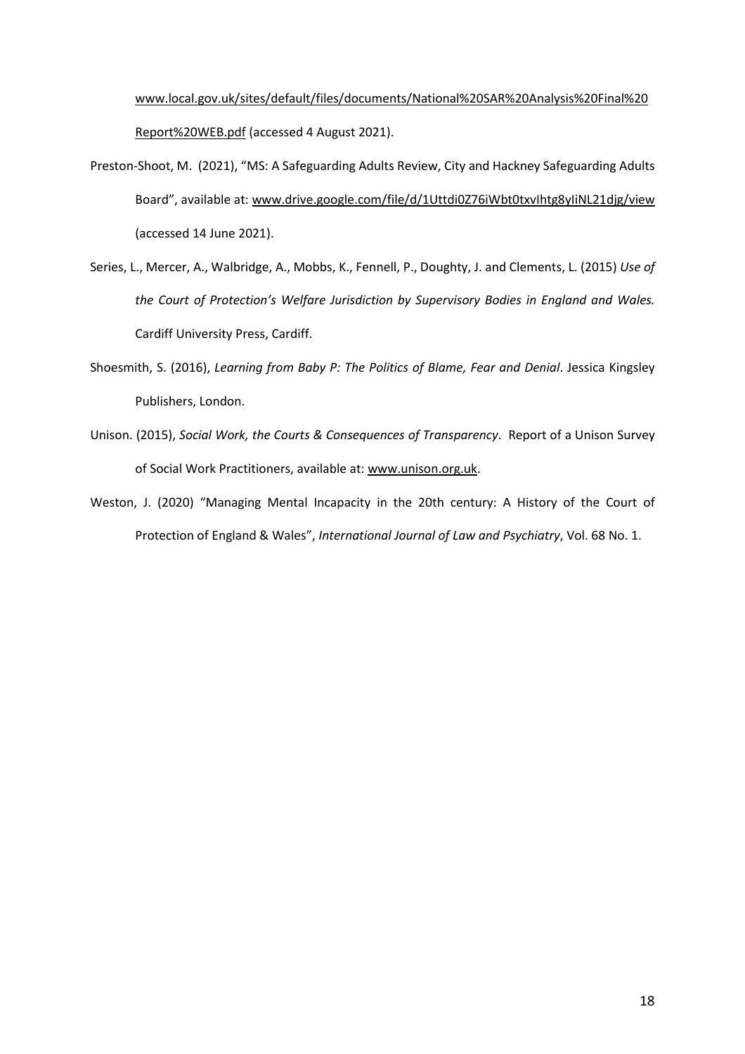www.local.gov.uk/sites/default/files/documents/National%20SAR%20Analysis%20Final%20Report%20WEB.pdf (accessed 4 August 2021).

Preston-Shoot, M. (2021), "MS: A Safeguarding Adults Review, City and Hackney Safeguarding Adults Board", available at: www.drive.google.com/file/d/1Uttdi0Z76iWbt0txvIhtg8yIiNL21djg/view (accessed 14 June 2021).

Series, L., Mercer, A., Walbridge, A., Mobbs, K., Fennell, P., Doughty, J. and Clements, L. (2015) *Use of the Court of Protection's Welfare Jurisdiction by Supervisory Bodies in England and Wales.* Cardiff University Press, Cardiff.

Shoesmith, S. (2016), *Learning from Baby P: The Politics of Blame, Fear and Denial*. Jessica Kingsley Publishers, London.

Unison. (2015), *Social Work, the Courts & Consequences of Transparency*. Report of a Unison Survey of Social Work Practitioners, available at: www.unison.org.uk.

Weston, J. (2020) "Managing Mental Incapacity in the 20th century: A History of the Court of Protection of England & Wales", *International Journal of Law and Psychiatry*, Vol. 68 No. 1.